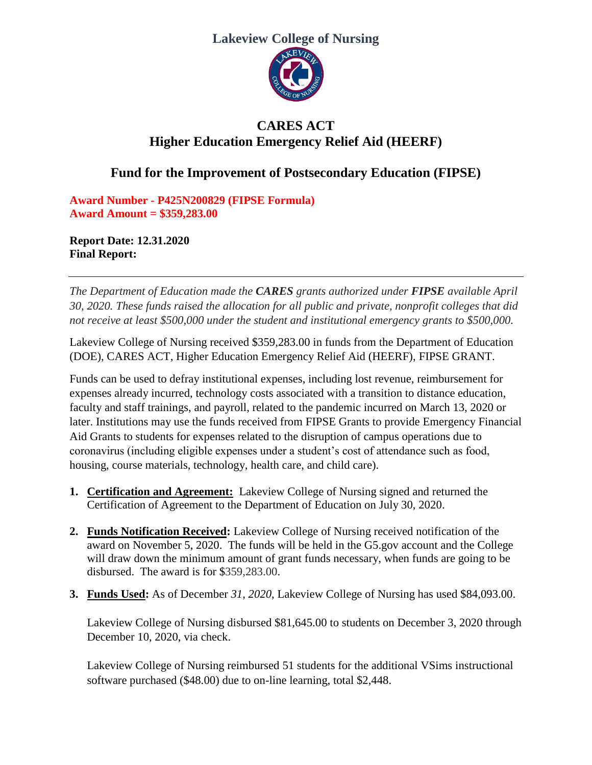# Lakeview College of Nursing

## CARES ACT
## Higher Education Emergency Relief Aid (HEERF)

## Fund for the Improvement of Postsecondary Education (FIPSE)

**Award Number - P425N200829 (FIPSE Formula)**
**Award Amount = $359,283.00**

**Report Date: 12.31.2020**
**Final Report:**

---

*The Department of Education made the **CARES** grants authorized under **FIPSE** available April 30, 2020. These funds raised the allocation for all public and private, nonprofit colleges that did not receive at least $500,000 under the student and institutional emergency grants to $500,000.*

Lakeview College of Nursing received $359,283.00 in funds from the Department of Education (DOE), CARES ACT, Higher Education Emergency Relief Aid (HEERF), FIPSE GRANT.

Funds can be used to defray institutional expenses, including lost revenue, reimbursement for expenses already incurred, technology costs associated with a transition to distance education, faculty and staff trainings, and payroll, related to the pandemic incurred on March 13, 2020 or later. Institutions may use the funds received from FIPSE Grants to provide Emergency Financial Aid Grants to students for expenses related to the disruption of campus operations due to coronavirus (including eligible expenses under a student's cost of attendance such as food, housing, course materials, technology, health care, and child care).

1. **Certification and Agreement:** Lakeview College of Nursing signed and returned the Certification of Agreement to the Department of Education on July 30, 2020.

2. **Funds Notification Received:** Lakeview College of Nursing received notification of the award on November 5, 2020. The funds will be held in the G5.gov account and the College will draw down the minimum amount of grant funds necessary, when funds are going to be disbursed. The award is for $359,283.00.

3. **Funds Used:** As of December *31, 2020*, Lakeview College of Nursing has used $84,093.00.

   Lakeview College of Nursing disbursed $81,645.00 to students on December 3, 2020 through December 10, 2020, via check.

   Lakeview College of Nursing reimbursed 51 students for the additional VSims instructional software purchased ($48.00) due to on-line learning, total $2,448.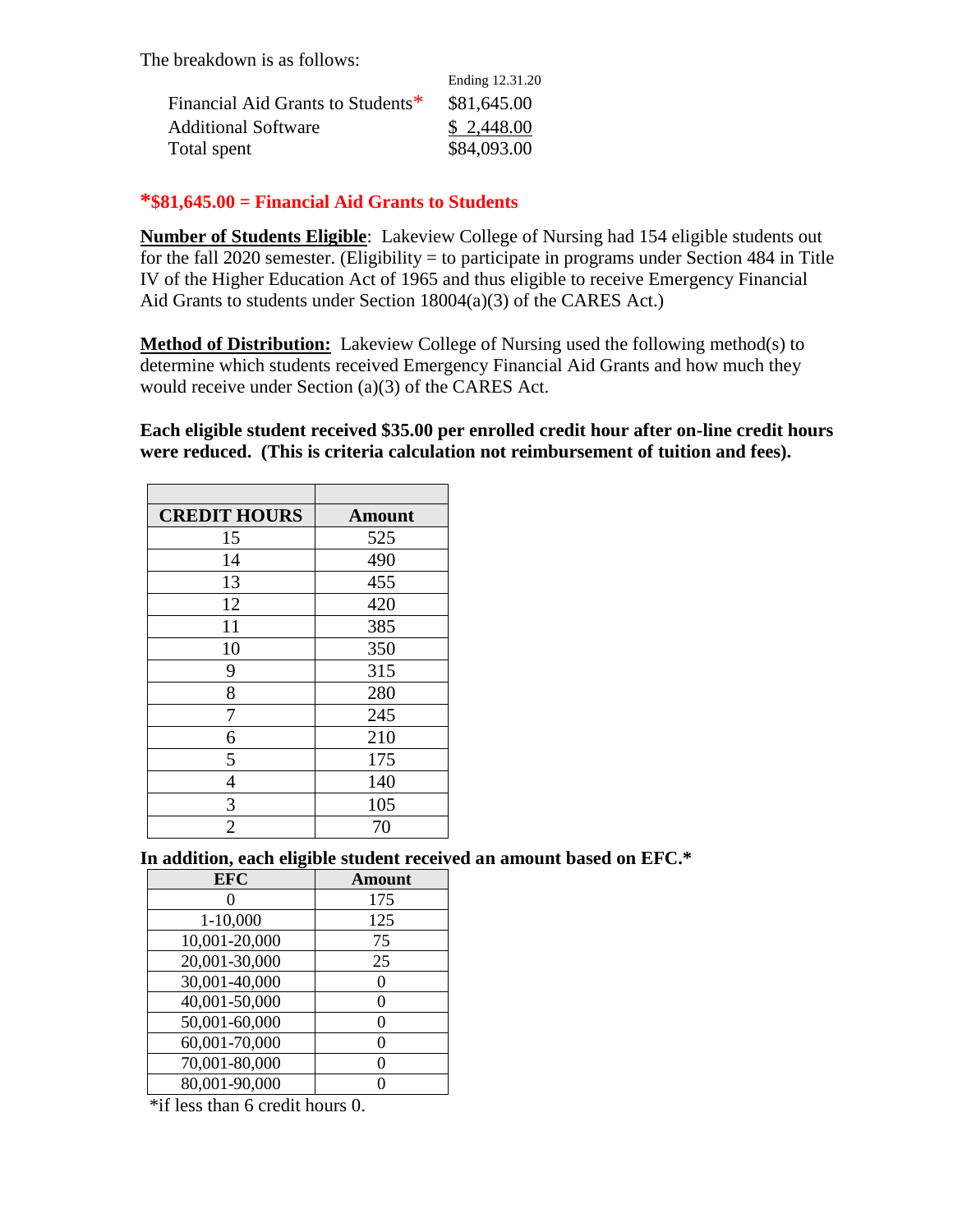The breakdown is as follows:

| | Ending 12.31.20 |
|---|---|
| Financial Aid Grants to Students* | $81,645.00 |
| Additional Software | $ 2,448.00 |
| Total spent | $84,093.00 |

**\*$81,645.00 = Financial Aid Grants to Students**

**Number of Students Eligible**: Lakeview College of Nursing had 154 eligible students out for the fall 2020 semester. (Eligibility = to participate in programs under Section 484 in Title IV of the Higher Education Act of 1965 and thus eligible to receive Emergency Financial Aid Grants to students under Section 18004(a)(3) of the CARES Act.)

**Method of Distribution:** Lakeview College of Nursing used the following method(s) to determine which students received Emergency Financial Aid Grants and how much they would receive under Section (a)(3) of the CARES Act.

**Each eligible student received $35.00 per enrolled credit hour after on-line credit hours were reduced. (This is criteria calculation not reimbursement of tuition and fees).**

| CREDIT HOURS | Amount |
|---|---|
| 15 | 525 |
| 14 | 490 |
| 13 | 455 |
| 12 | 420 |
| 11 | 385 |
| 10 | 350 |
| 9 | 315 |
| 8 | 280 |
| 7 | 245 |
| 6 | 210 |
| 5 | 175 |
| 4 | 140 |
| 3 | 105 |
| 2 | 70 |

**In addition, each eligible student received an amount based on EFC.***

| EFC | Amount |
|---|---|
| 0 | 175 |
| 1-10,000 | 125 |
| 10,001-20,000 | 75 |
| 20,001-30,000 | 25 |
| 30,001-40,000 | 0 |
| 40,001-50,000 | 0 |
| 50,001-60,000 | 0 |
| 60,001-70,000 | 0 |
| 70,001-80,000 | 0 |
| 80,001-90,000 | 0 |

*if less than 6 credit hours 0.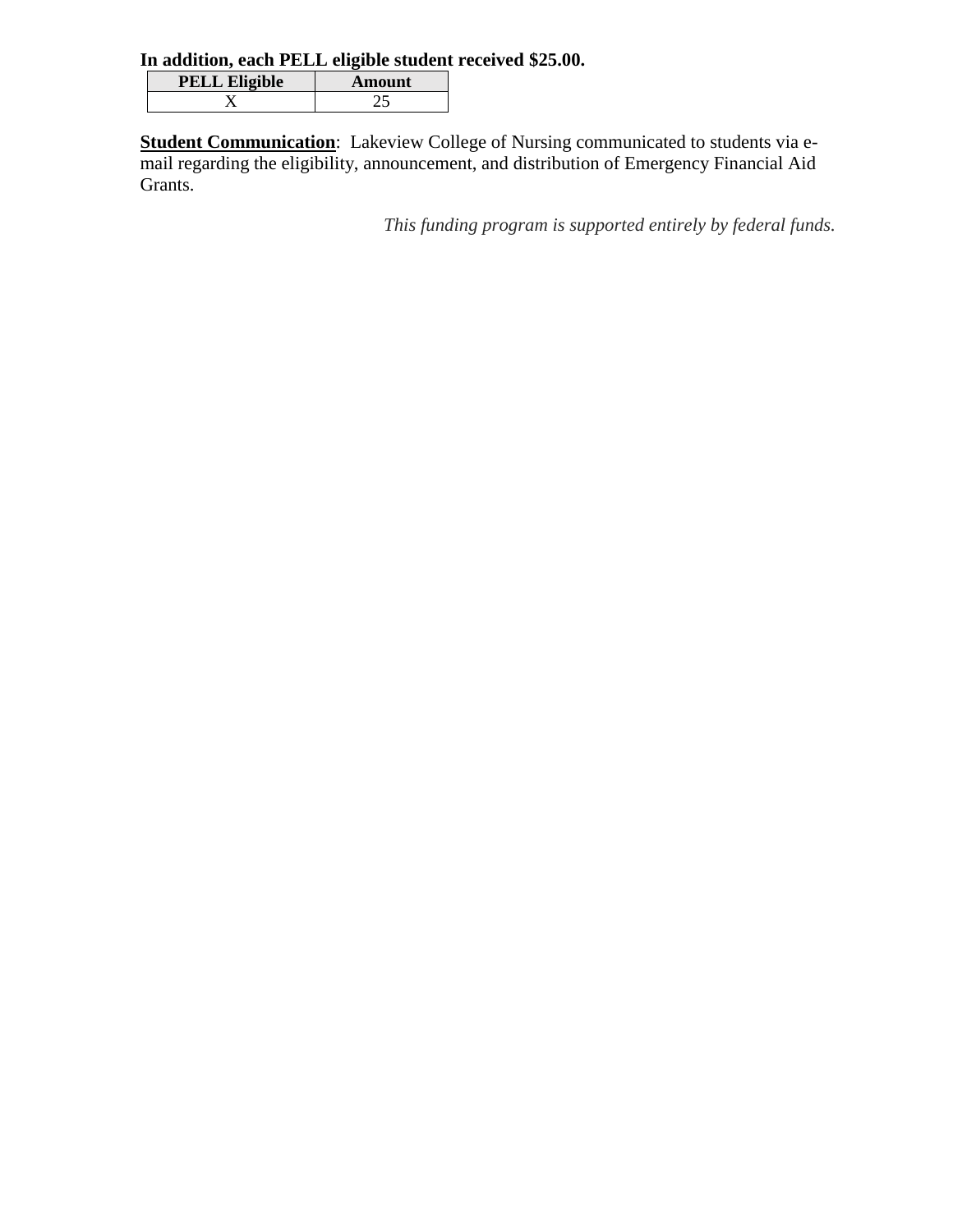**In addition, each PELL eligible student received $25.00.**

| PELL Eligible | Amount |
|---|---|
| X | 25 |

**Student Communication**: Lakeview College of Nursing communicated to students via e-mail regarding the eligibility, announcement, and distribution of Emergency Financial Aid Grants.

*This funding program is supported entirely by federal funds.*